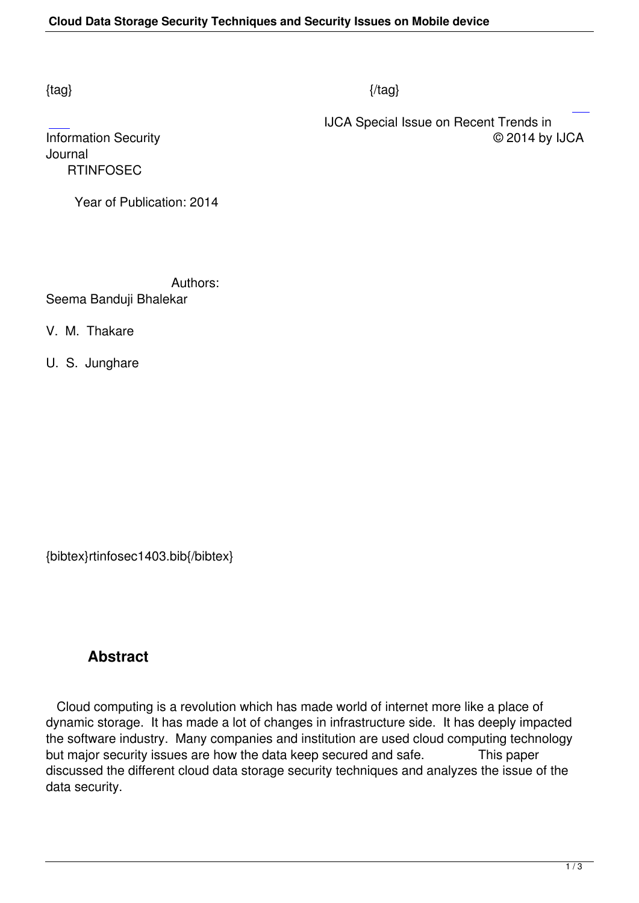{tag} {/tag}

IJCA Special Issue on Recent Trends in Information Security © 2014 by IJCA Journal

RTINFOSEC

Year of Publication: 2014

Authors:

Seema Banduji Bhalekar

V. M. Thakare

U. S. Junghare

{bibtex}rtinfosec1403.bib{/bibtex}

## Abstract

Cloud computing is a revolution which has made world of internet more like a place of dynamic storage. It has made a lot of changes in infrastructure side. It has deeply impacted the software industry. Many companies and institution are used cloud computing technology but major security issues are how the data keep secured and safe. This paper discussed the different cloud data storage security techniques and analyzes the issue of the data security.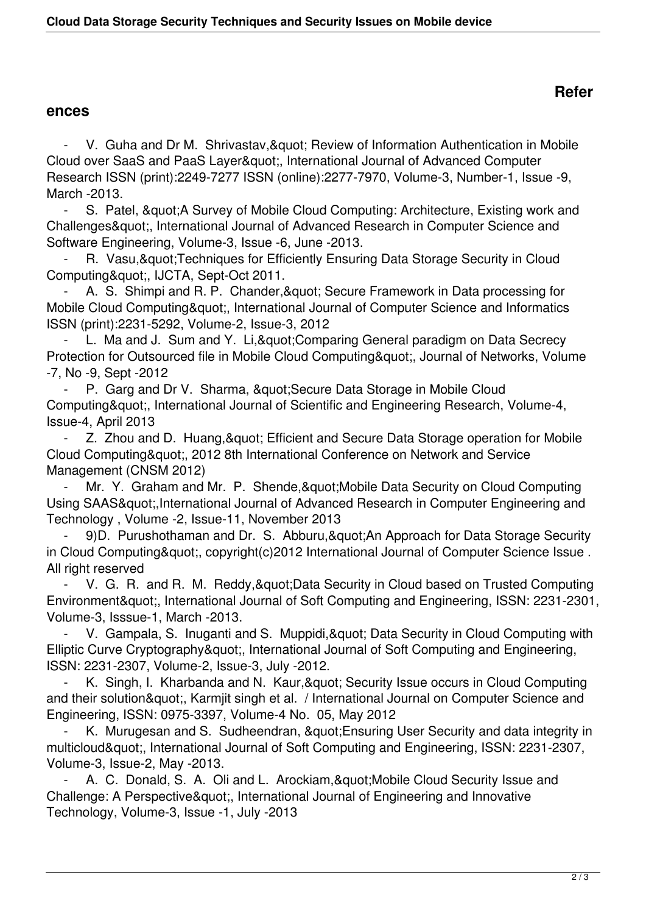## References

- V. Guha and Dr M. Shrivastav,&quot; Review of Information Authentication in Mobile Cloud over SaaS and PaaS Layer&quot;, International Journal of Advanced Computer Research ISSN (print):2249-7277 ISSN (online):2277-7970, Volume-3, Number-1, Issue -9, March -2013.
- S. Patel, &quot;A Survey of Mobile Cloud Computing: Architecture, Existing work and Challenges&quot;, International Journal of Advanced Research in Computer Science and Software Engineering, Volume-3, Issue -6, June -2013.
- R. Vasu,&quot;Techniques for Efficiently Ensuring Data Storage Security in Cloud Computing&quot;, IJCTA, Sept-Oct 2011.
- A. S. Shimpi and R. P. Chander,&quot; Secure Framework in Data processing for Mobile Cloud Computing&quot;, International Journal of Computer Science and Informatics ISSN (print):2231-5292, Volume-2, Issue-3, 2012
- L. Ma and J. Sum and Y. Li,&quot;Comparing General paradigm on Data Secrecy Protection for Outsourced file in Mobile Cloud Computing&quot;, Journal of Networks, Volume -7, No -9, Sept -2012
- P. Garg and Dr V. Sharma, &quot;Secure Data Storage in Mobile Cloud Computing&quot;, International Journal of Scientific and Engineering Research, Volume-4, Issue-4, April 2013
- Z. Zhou and D. Huang,&quot; Efficient and Secure Data Storage operation for Mobile Cloud Computing&quot;, 2012 8th International Conference on Network and Service Management (CNSM 2012)
- Mr. Y. Graham and Mr. P. Shende,&quot;Mobile Data Security on Cloud Computing Using SAAS&quot;,International Journal of Advanced Research in Computer Engineering and Technology , Volume -2, Issue-11, November 2013
- 9)D. Purushothaman and Dr. S. Abburu,&quot;An Approach for Data Storage Security in Cloud Computing&quot;, copyright(c)2012 International Journal of Computer Science Issue . All right reserved
- V. G. R. and R. M. Reddy,&quot;Data Security in Cloud based on Trusted Computing Environment&quot;, International Journal of Soft Computing and Engineering, ISSN: 2231-2301, Volume-3, Isssue-1, March -2013.
- V. Gampala, S. Inuganti and S. Muppidi,&quot; Data Security in Cloud Computing with Elliptic Curve Cryptography&quot;, International Journal of Soft Computing and Engineering, ISSN: 2231-2307, Volume-2, Issue-3, July -2012.
- K. Singh, I. Kharbanda and N. Kaur,&quot; Security Issue occurs in Cloud Computing and their solution&quot;, Karmjit singh et al. / International Journal on Computer Science and Engineering, ISSN: 0975-3397, Volume-4 No. 05, May 2012
- K. Murugesan and S. Sudheendran, &quot;Ensuring User Security and data integrity in multicloud&quot;, International Journal of Soft Computing and Engineering, ISSN: 2231-2307, Volume-3, Issue-2, May -2013.
- A. C. Donald, S. A. Oli and L. Arockiam,&quot;Mobile Cloud Security Issue and Challenge: A Perspective&quot;, International Journal of Engineering and Innovative Technology, Volume-3, Issue -1, July -2013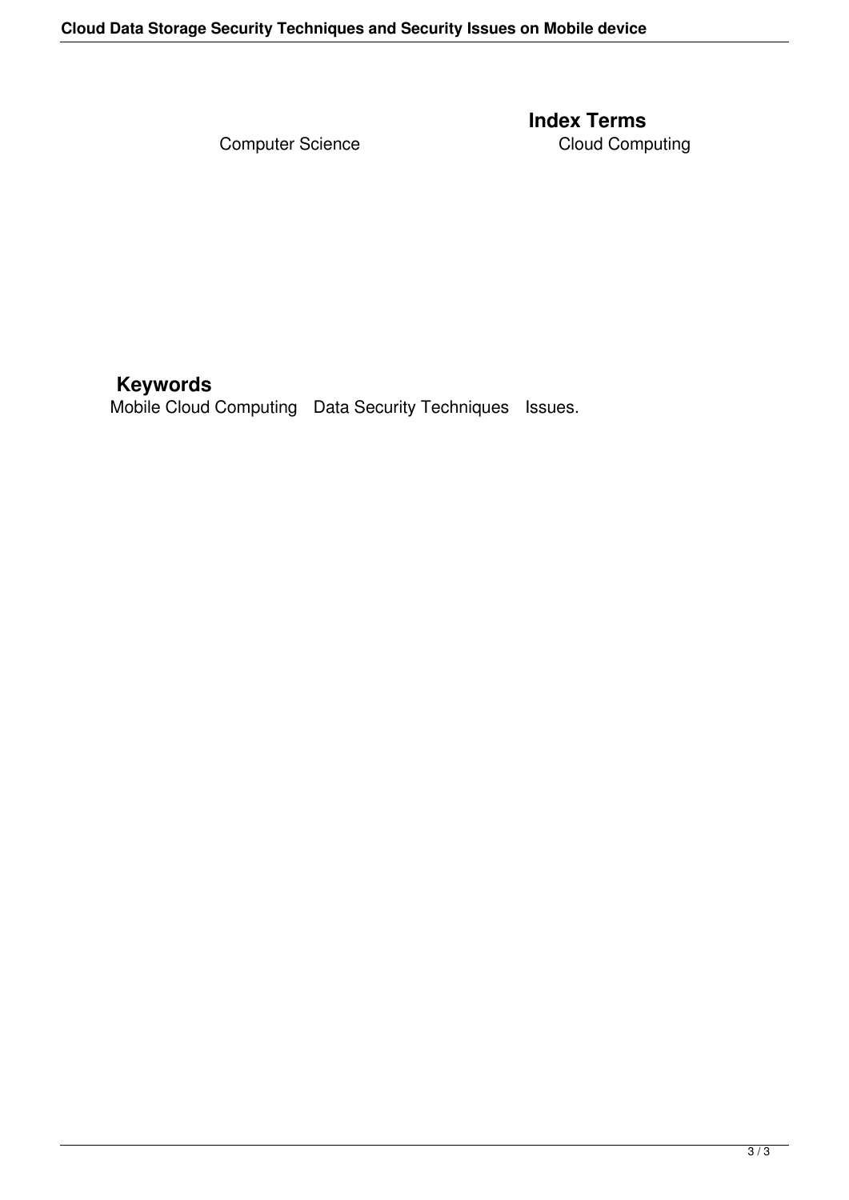## Index Terms

Computer Science    Cloud Computing

## Keywords

Mobile Cloud Computing    Data Security Techniques    Issues.